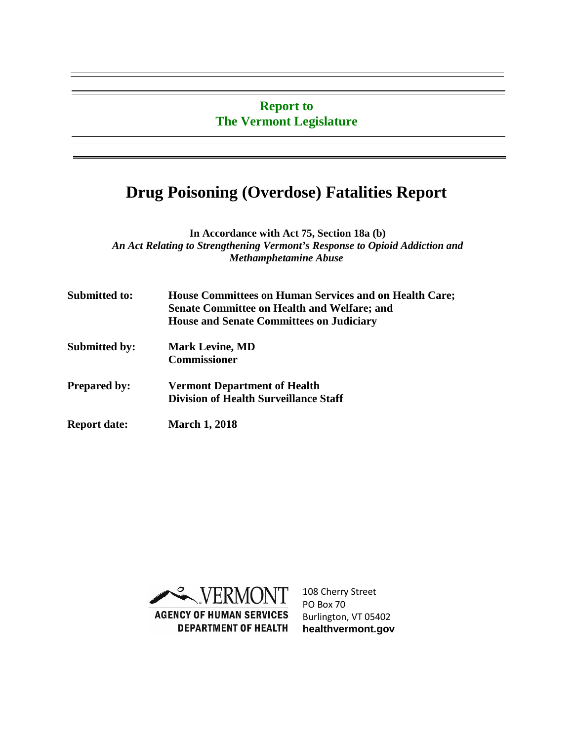**Report to**
**The Vermont Legislature**

# Drug Poisoning (Overdose) Fatalities Report

**In Accordance with Act 75, Section 18a (b)**
***An Act Relating to Strengthening Vermont's Response to Opioid Addiction and Methamphetamine Abuse***

| | |
|---|---|
| **Submitted to:** | **House Committees on Human Services and on Health Care; Senate Committee on Health and Welfare; and House and Senate Committees on Judiciary** |
| **Submitted by:** | **Mark Levine, MD**<br>**Commissioner** |
| **Prepared by:** | **Vermont Department of Health**<br>**Division of Health Surveillance Staff** |
| **Report date:** | **March 1, 2018** |

VERMONT
AGENCY OF HUMAN SERVICES
DEPARTMENT OF HEALTH

108 Cherry Street
PO Box 70
Burlington, VT 05402
**healthvermont.gov**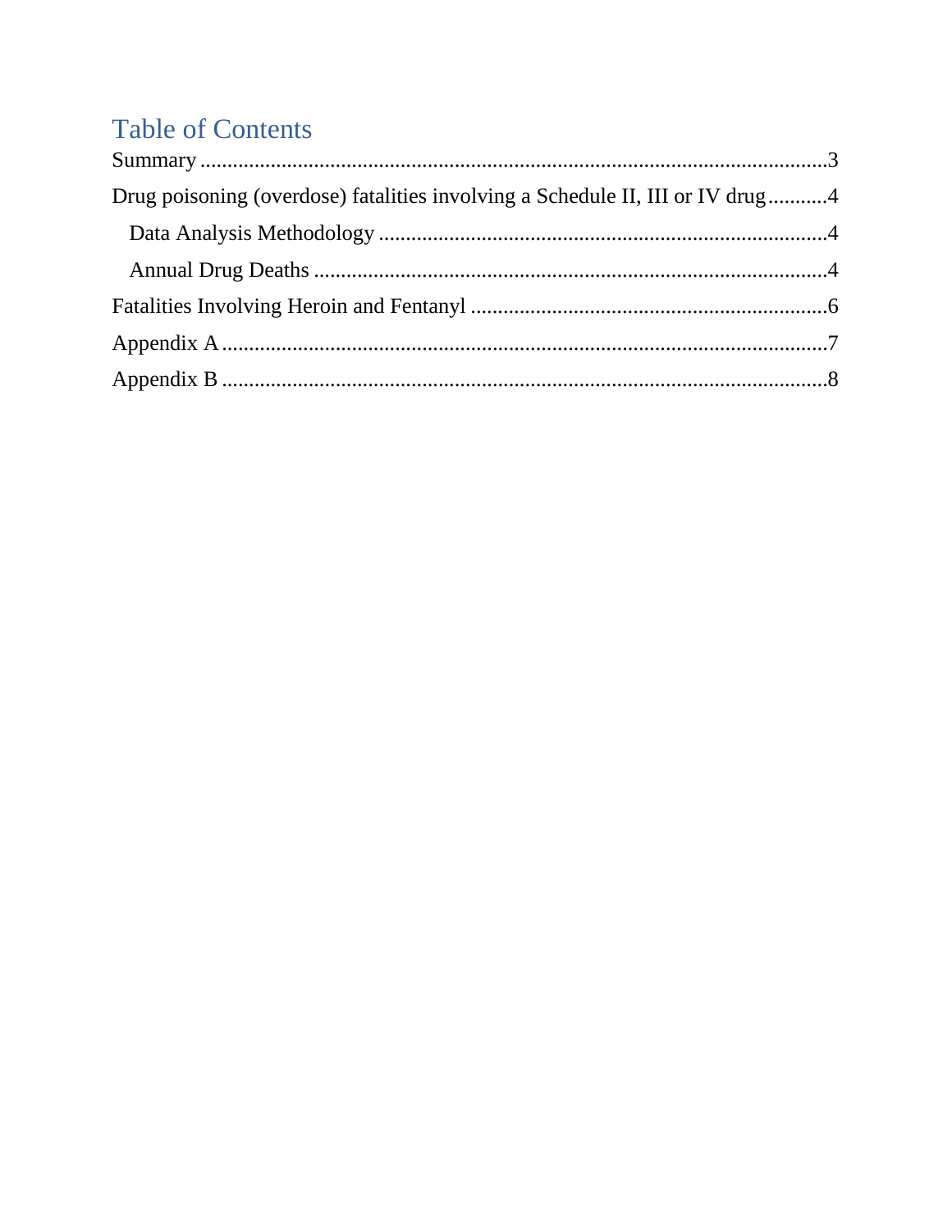# Table of Contents

Summary ....................................................................................................3

Drug poisoning (overdose) fatalities involving a Schedule II, III or IV drug...........4

- Data Analysis Methodology ..................................................................4
- Annual Drug Deaths ..............................................................................4

Fatalities Involving Heroin and Fentanyl ..................................................6

Appendix A ................................................................................................7

Appendix B ................................................................................................8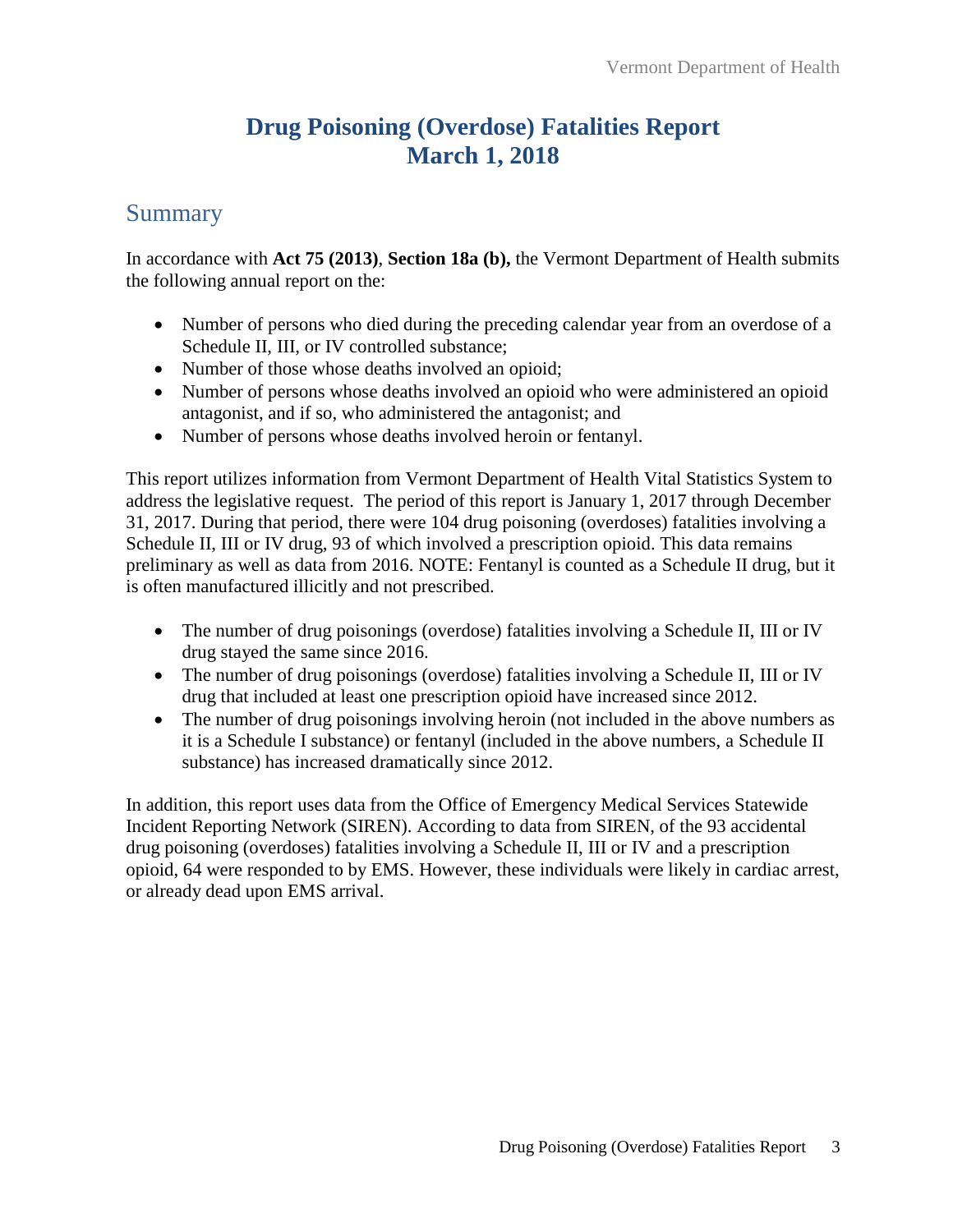# Drug Poisoning (Overdose) Fatalities Report
# March 1, 2018

## Summary

In accordance with **Act 75 (2013)**, **Section 18a (b),** the Vermont Department of Health submits the following annual report on the:

- Number of persons who died during the preceding calendar year from an overdose of a Schedule II, III, or IV controlled substance;
- Number of those whose deaths involved an opioid;
- Number of persons whose deaths involved an opioid who were administered an opioid antagonist, and if so, who administered the antagonist; and
- Number of persons whose deaths involved heroin or fentanyl.

This report utilizes information from Vermont Department of Health Vital Statistics System to address the legislative request. The period of this report is January 1, 2017 through December 31, 2017. During that period, there were 104 drug poisoning (overdoses) fatalities involving a Schedule II, III or IV drug, 93 of which involved a prescription opioid. This data remains preliminary as well as data from 2016. NOTE: Fentanyl is counted as a Schedule II drug, but it is often manufactured illicitly and not prescribed.

- The number of drug poisonings (overdose) fatalities involving a Schedule II, III or IV drug stayed the same since 2016.
- The number of drug poisonings (overdose) fatalities involving a Schedule II, III or IV drug that included at least one prescription opioid have increased since 2012.
- The number of drug poisonings involving heroin (not included in the above numbers as it is a Schedule I substance) or fentanyl (included in the above numbers, a Schedule II substance) has increased dramatically since 2012.

In addition, this report uses data from the Office of Emergency Medical Services Statewide Incident Reporting Network (SIREN). According to data from SIREN, of the 93 accidental drug poisoning (overdoses) fatalities involving a Schedule II, III or IV and a prescription opioid, 64 were responded to by EMS. However, these individuals were likely in cardiac arrest, or already dead upon EMS arrival.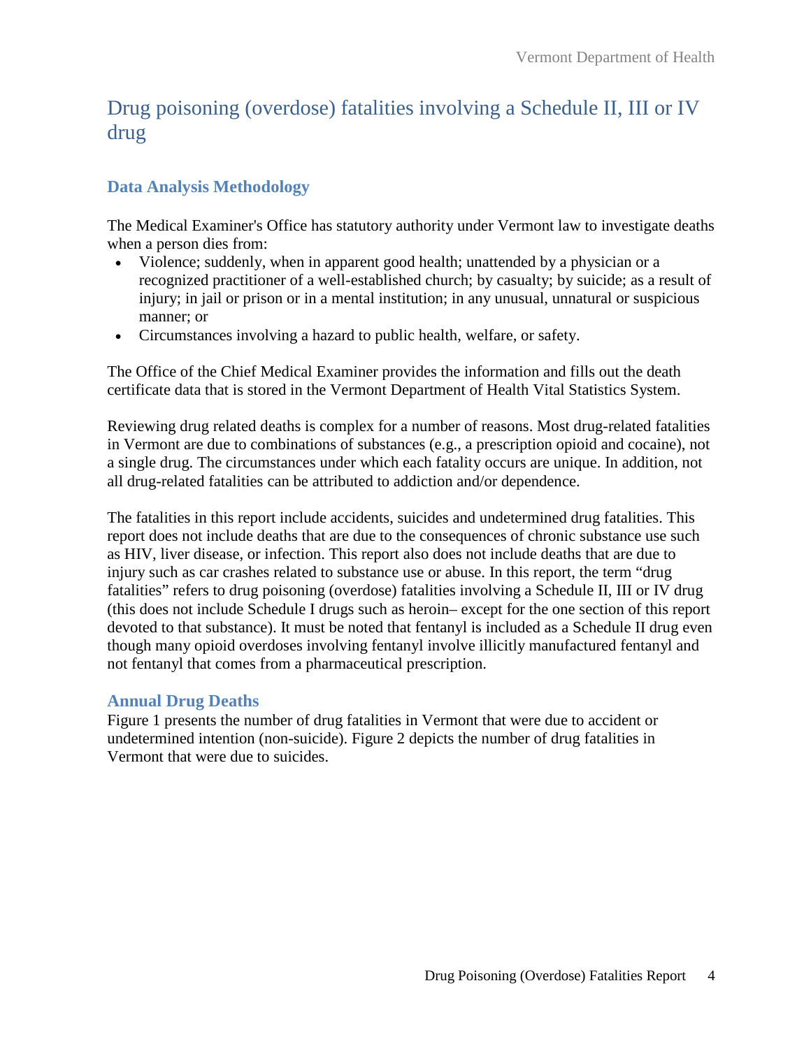# Drug poisoning (overdose) fatalities involving a Schedule II, III or IV drug

## Data Analysis Methodology

The Medical Examiner's Office has statutory authority under Vermont law to investigate deaths when a person dies from:

- Violence; suddenly, when in apparent good health; unattended by a physician or a recognized practitioner of a well-established church; by casualty; by suicide; as a result of injury; in jail or prison or in a mental institution; in any unusual, unnatural or suspicious manner; or
- Circumstances involving a hazard to public health, welfare, or safety.

The Office of the Chief Medical Examiner provides the information and fills out the death certificate data that is stored in the Vermont Department of Health Vital Statistics System.

Reviewing drug related deaths is complex for a number of reasons. Most drug-related fatalities in Vermont are due to combinations of substances (e.g., a prescription opioid and cocaine), not a single drug. The circumstances under which each fatality occurs are unique. In addition, not all drug-related fatalities can be attributed to addiction and/or dependence.

The fatalities in this report include accidents, suicides and undetermined drug fatalities. This report does not include deaths that are due to the consequences of chronic substance use such as HIV, liver disease, or infection. This report also does not include deaths that are due to injury such as car crashes related to substance use or abuse. In this report, the term "drug fatalities" refers to drug poisoning (overdose) fatalities involving a Schedule II, III or IV drug (this does not include Schedule I drugs such as heroin– except for the one section of this report devoted to that substance). It must be noted that fentanyl is included as a Schedule II drug even though many opioid overdoses involving fentanyl involve illicitly manufactured fentanyl and not fentanyl that comes from a pharmaceutical prescription.

## Annual Drug Deaths

Figure 1 presents the number of drug fatalities in Vermont that were due to accident or undetermined intention (non-suicide). Figure 2 depicts the number of drug fatalities in Vermont that were due to suicides.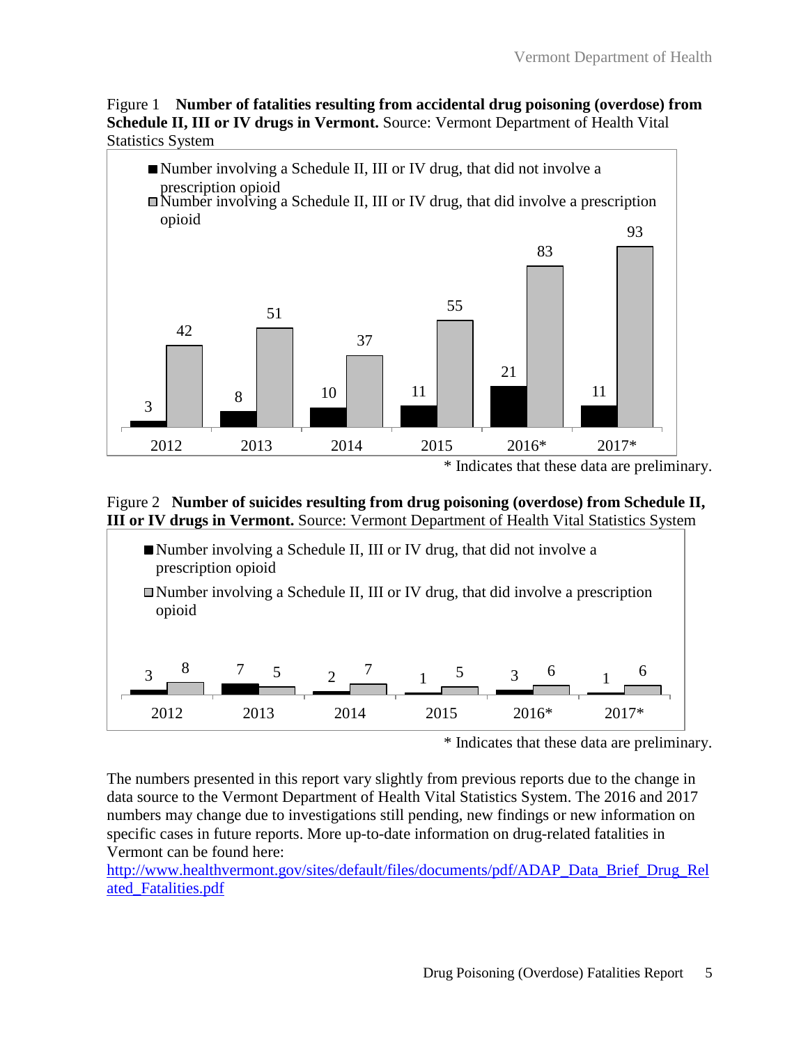Figure 1 **Number of fatalities resulting from accidental drug poisoning (overdose) from Schedule II, III or IV drugs in Vermont.** Source: Vermont Department of Health Vital Statistics System

| Year | Number involving a Schedule II, III or IV drug, that did not involve a prescription opioid | Number involving a Schedule II, III or IV drug, that did involve a prescription opioid |
|---|---|---|
| 2012 | 3 | 42 |
| 2013 | 8 | 51 |
| 2014 | 10 | 37 |
| 2015 | 11 | 55 |
| 2016* | 21 | 83 |
| 2017* | 11 | 93 |

\* Indicates that these data are preliminary.

Figure 2 **Number of suicides resulting from drug poisoning (overdose) from Schedule II, III or IV drugs in Vermont.** Source: Vermont Department of Health Vital Statistics System

| Year | Number involving a Schedule II, III or IV drug, that did not involve a prescription opioid | Number involving a Schedule II, III or IV drug, that did involve a prescription opioid |
|---|---|---|
| 2012 | 3 | 8 |
| 2013 | 7 | 5 |
| 2014 | 2 | 7 |
| 2015 | 1 | 5 |
| 2016* | 3 | 6 |
| 2017* | 1 | 6 |

\* Indicates that these data are preliminary.

The numbers presented in this report vary slightly from previous reports due to the change in data source to the Vermont Department of Health Vital Statistics System. The 2016 and 2017 numbers may change due to investigations still pending, new findings or new information on specific cases in future reports. More up-to-date information on drug-related fatalities in Vermont can be found here:
http://www.healthvermont.gov/sites/default/files/documents/pdf/ADAP_Data_Brief_Drug_Related_Fatalities.pdf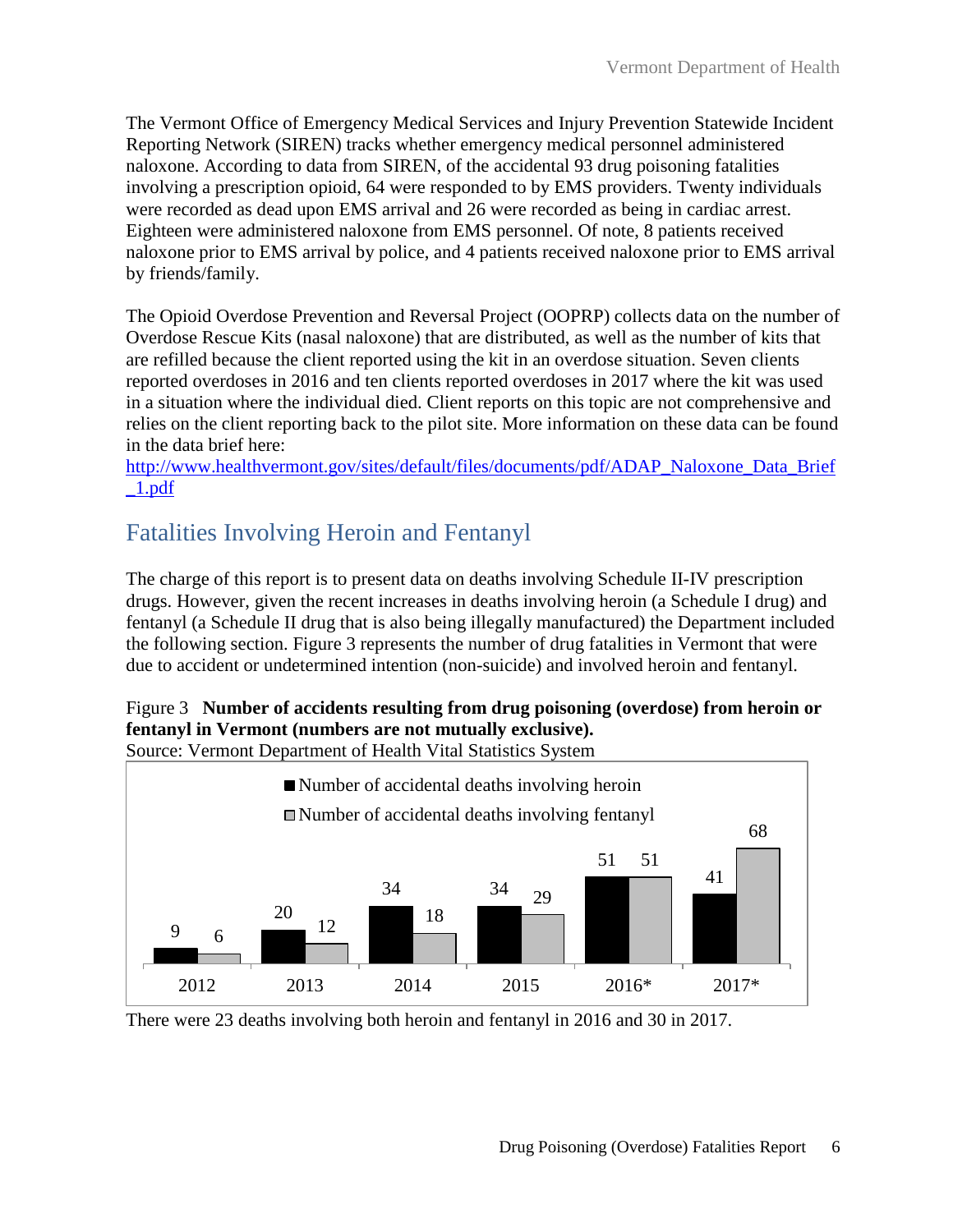The Vermont Office of Emergency Medical Services and Injury Prevention Statewide Incident Reporting Network (SIREN) tracks whether emergency medical personnel administered naloxone. According to data from SIREN, of the accidental 93 drug poisoning fatalities involving a prescription opioid, 64 were responded to by EMS providers. Twenty individuals were recorded as dead upon EMS arrival and 26 were recorded as being in cardiac arrest. Eighteen were administered naloxone from EMS personnel. Of note, 8 patients received naloxone prior to EMS arrival by police, and 4 patients received naloxone prior to EMS arrival by friends/family.

The Opioid Overdose Prevention and Reversal Project (OOPRP) collects data on the number of Overdose Rescue Kits (nasal naloxone) that are distributed, as well as the number of kits that are refilled because the client reported using the kit in an overdose situation. Seven clients reported overdoses in 2016 and ten clients reported overdoses in 2017 where the kit was used in a situation where the individual died. Client reports on this topic are not comprehensive and relies on the client reporting back to the pilot site. More information on these data can be found in the data brief here: [http://www.healthvermont.gov/sites/default/files/documents/pdf/ADAP_Naloxone_Data_Brief_1.pdf](http://www.healthvermont.gov/sites/default/files/documents/pdf/ADAP_Naloxone_Data_Brief_1.pdf)

## Fatalities Involving Heroin and Fentanyl

The charge of this report is to present data on deaths involving Schedule II-IV prescription drugs. However, given the recent increases in deaths involving heroin (a Schedule I drug) and fentanyl (a Schedule II drug that is also being illegally manufactured) the Department included the following section. Figure 3 represents the number of drug fatalities in Vermont that were due to accident or undetermined intention (non-suicide) and involved heroin and fentanyl.

Figure 3 **Number of accidents resulting from drug poisoning (overdose) from heroin or fentanyl in Vermont (numbers are not mutually exclusive).**
Source: Vermont Department of Health Vital Statistics System

| | 2012 | 2013 | 2014 | 2015 | 2016* | 2017* |
|---|---|---|---|---|---|---|
| Number of accidental deaths involving heroin | 9 | 20 | 34 | 34 | 51 | 41 |
| Number of accidental deaths involving fentanyl | 6 | 12 | 18 | 29 | 51 | 68 |

There were 23 deaths involving both heroin and fentanyl in 2016 and 30 in 2017.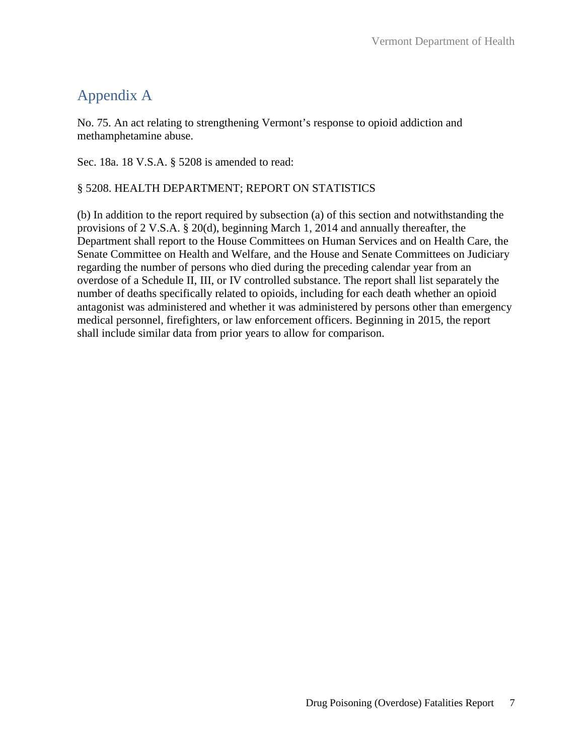# Appendix A

No. 75. An act relating to strengthening Vermont's response to opioid addiction and methamphetamine abuse.

Sec. 18a. 18 V.S.A. § 5208 is amended to read:

§ 5208. HEALTH DEPARTMENT; REPORT ON STATISTICS

(b) In addition to the report required by subsection (a) of this section and notwithstanding the provisions of 2 V.S.A. § 20(d), beginning March 1, 2014 and annually thereafter, the Department shall report to the House Committees on Human Services and on Health Care, the Senate Committee on Health and Welfare, and the House and Senate Committees on Judiciary regarding the number of persons who died during the preceding calendar year from an overdose of a Schedule II, III, or IV controlled substance. The report shall list separately the number of deaths specifically related to opioids, including for each death whether an opioid antagonist was administered and whether it was administered by persons other than emergency medical personnel, firefighters, or law enforcement officers. Beginning in 2015, the report shall include similar data from prior years to allow for comparison.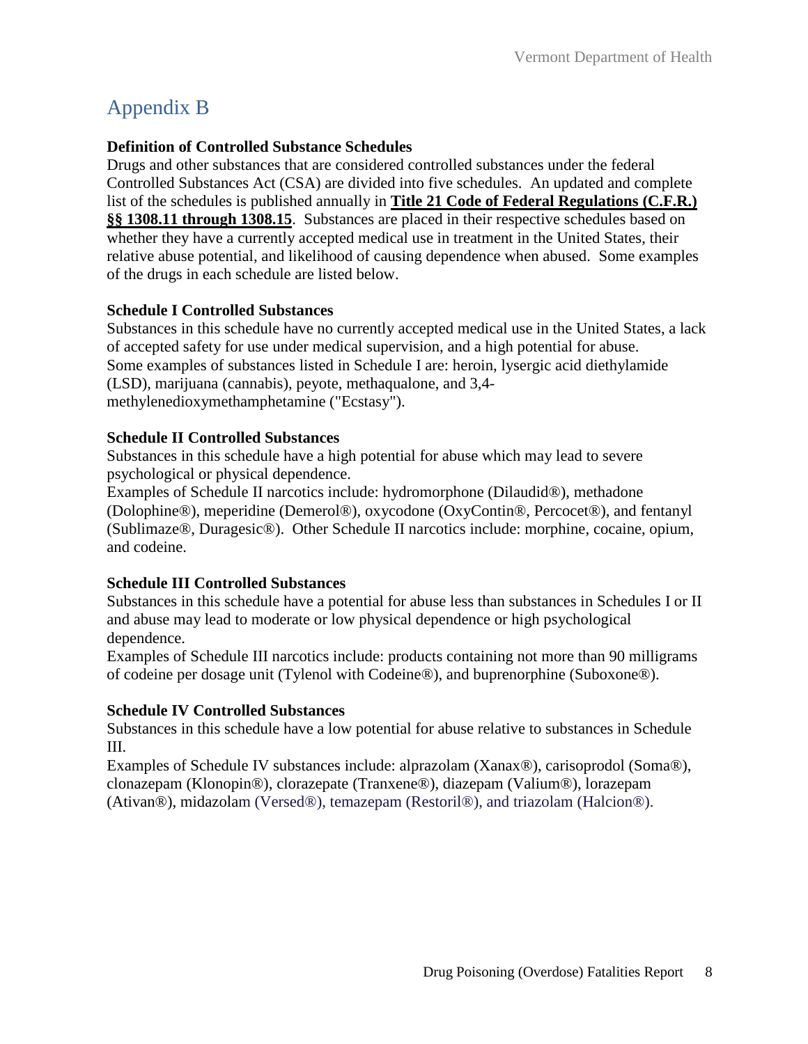# Appendix B

**Definition of Controlled Substance Schedules**

Drugs and other substances that are considered controlled substances under the federal Controlled Substances Act (CSA) are divided into five schedules. An updated and complete list of the schedules is published annually in **Title 21 Code of Federal Regulations (C.F.R.) §§ 1308.11 through 1308.15**. Substances are placed in their respective schedules based on whether they have a currently accepted medical use in treatment in the United States, their relative abuse potential, and likelihood of causing dependence when abused. Some examples of the drugs in each schedule are listed below.

**Schedule I Controlled Substances**

Substances in this schedule have no currently accepted medical use in the United States, a lack of accepted safety for use under medical supervision, and a high potential for abuse. Some examples of substances listed in Schedule I are: heroin, lysergic acid diethylamide (LSD), marijuana (cannabis), peyote, methaqualone, and 3,4-methylenedioxymethamphetamine ("Ecstasy").

**Schedule II Controlled Substances**

Substances in this schedule have a high potential for abuse which may lead to severe psychological or physical dependence.

Examples of Schedule II narcotics include: hydromorphone (Dilaudid®), methadone (Dolophine®), meperidine (Demerol®), oxycodone (OxyContin®, Percocet®), and fentanyl (Sublimaze®, Duragesic®). Other Schedule II narcotics include: morphine, cocaine, opium, and codeine.

**Schedule III Controlled Substances**

Substances in this schedule have a potential for abuse less than substances in Schedules I or II and abuse may lead to moderate or low physical dependence or high psychological dependence.

Examples of Schedule III narcotics include: products containing not more than 90 milligrams of codeine per dosage unit (Tylenol with Codeine®), and buprenorphine (Suboxone®).

**Schedule IV Controlled Substances**

Substances in this schedule have a low potential for abuse relative to substances in Schedule III.

Examples of Schedule IV substances include: alprazolam (Xanax®), carisoprodol (Soma®), clonazepam (Klonopin®), clorazepate (Tranxene®), diazepam (Valium®), lorazepam (Ativan®), midazolam (Versed®), temazepam (Restoril®), and triazolam (Halcion®).